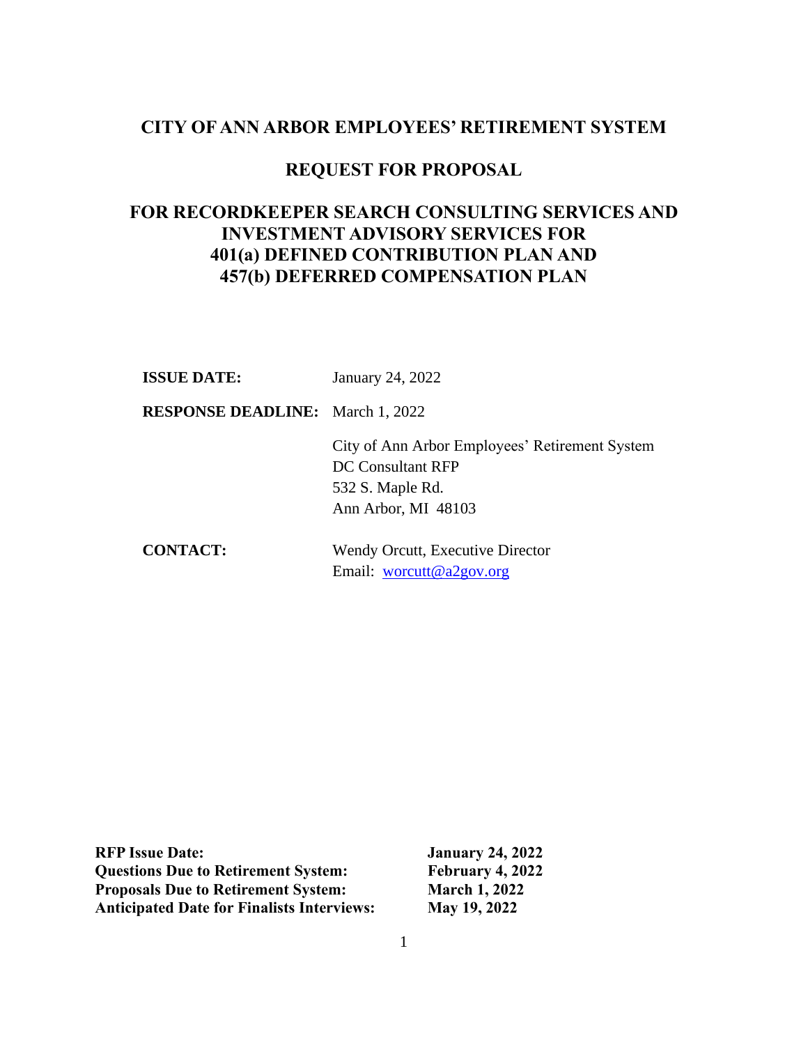# CITY OF ANN ARBOR EMPLOYEES' RETIREMENT SYSTEM

## REQUEST FOR PROPOSAL

## FOR RECORDKEEPER SEARCH CONSULTING SERVICES AND INVESTMENT ADVISORY SERVICES FOR 401(a) DEFINED CONTRIBUTION PLAN AND 457(b) DEFERRED COMPENSATION PLAN

**ISSUE DATE:** January 24, 2022

**RESPONSE DEADLINE:** March 1, 2022

City of Ann Arbor Employees' Retirement System
DC Consultant RFP
532 S. Maple Rd.
Ann Arbor, MI 48103

**CONTACT:** Wendy Orcutt, Executive Director
Email: worcutt@a2gov.org

| | |
|---|---|
| **RFP Issue Date:** | **January 24, 2022** |
| **Questions Due to Retirement System:** | **February 4, 2022** |
| **Proposals Due to Retirement System:** | **March 1, 2022** |
| **Anticipated Date for Finalists Interviews:** | **May 19, 2022** |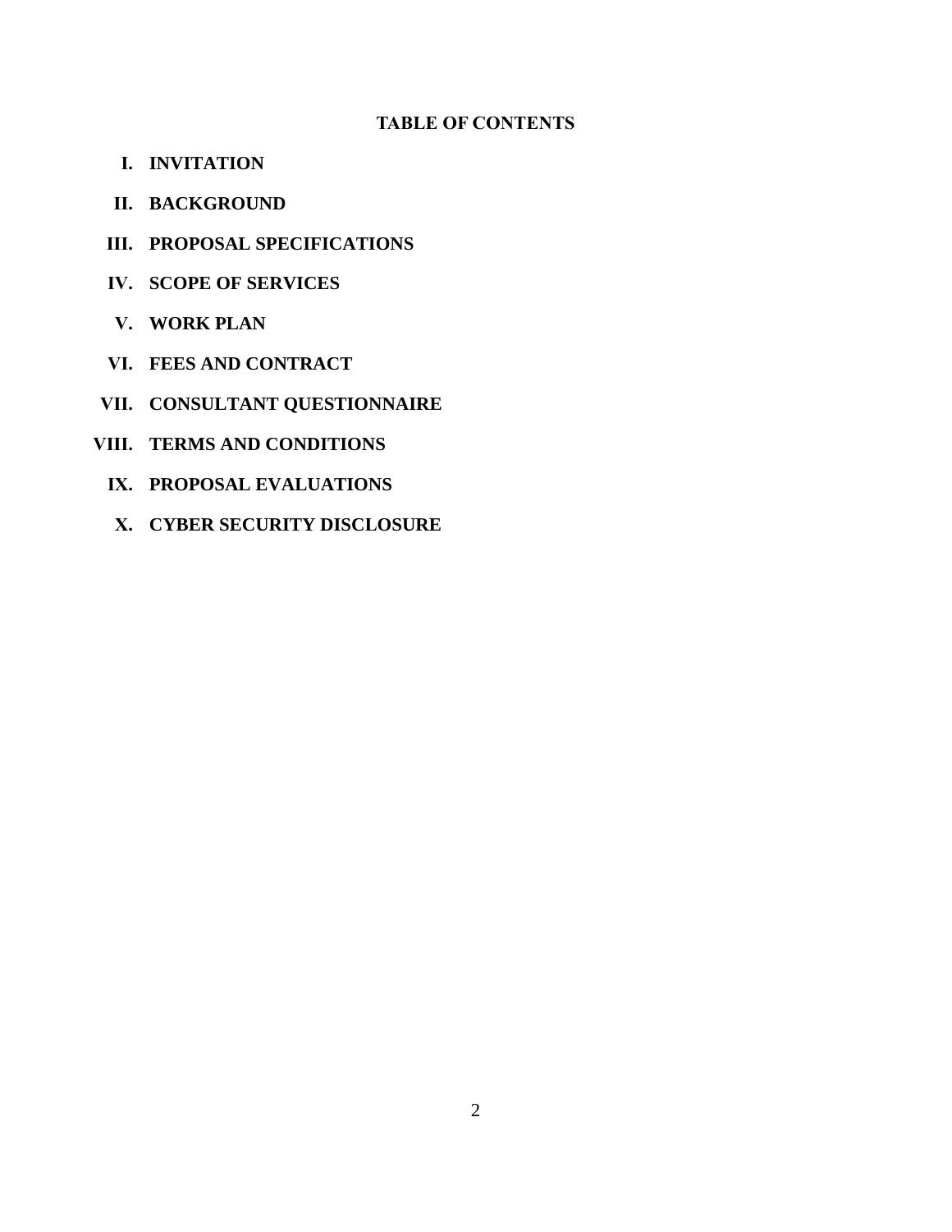## TABLE OF CONTENTS

- **I. INVITATION**
- **II. BACKGROUND**
- **III. PROPOSAL SPECIFICATIONS**
- **IV. SCOPE OF SERVICES**
- **V. WORK PLAN**
- **VI. FEES AND CONTRACT**
- **VII. CONSULTANT QUESTIONNAIRE**
- **VIII. TERMS AND CONDITIONS**
- **IX. PROPOSAL EVALUATIONS**
- **X. CYBER SECURITY DISCLOSURE**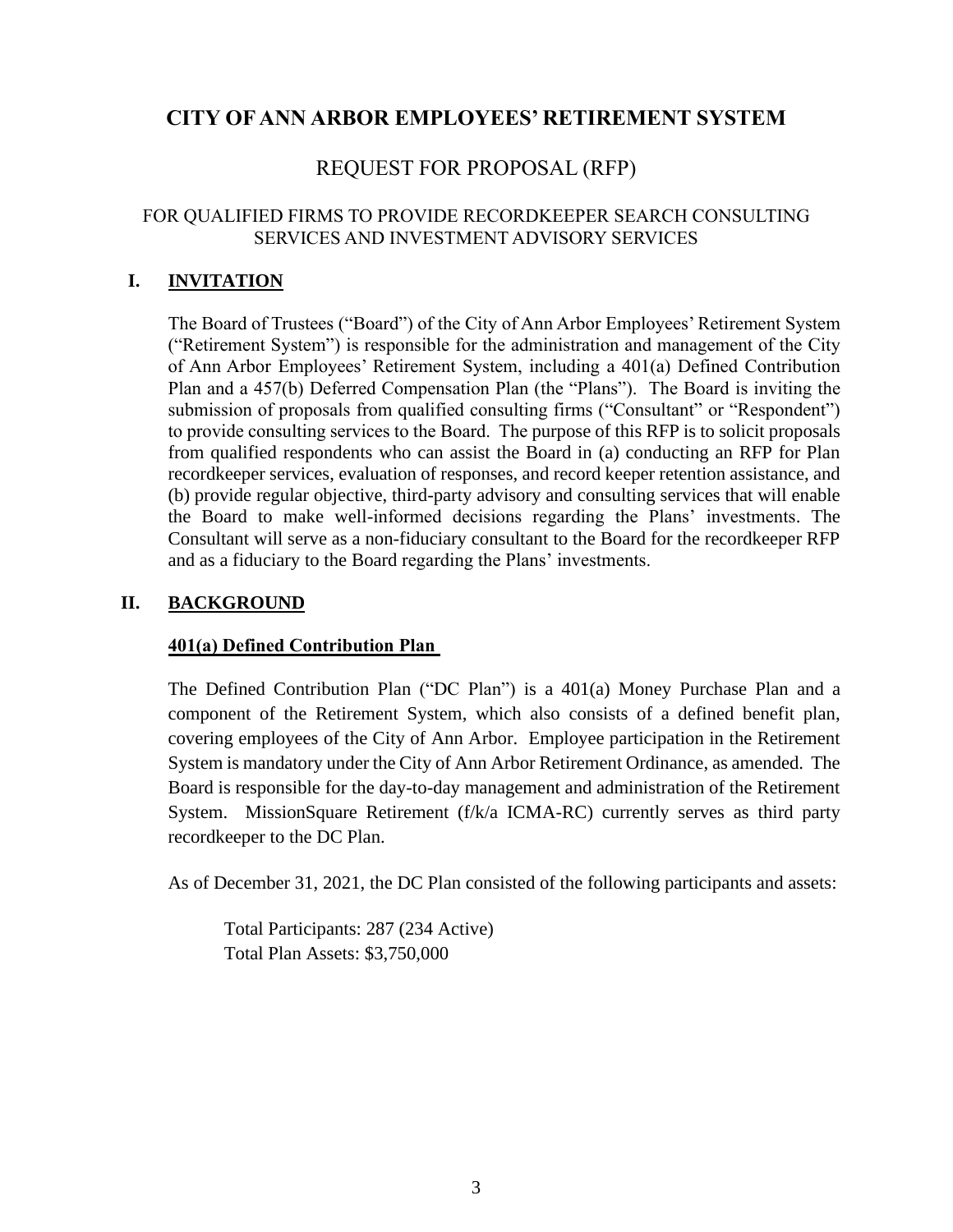# CITY OF ANN ARBOR EMPLOYEES' RETIREMENT SYSTEM

## REQUEST FOR PROPOSAL (RFP)

### FOR QUALIFIED FIRMS TO PROVIDE RECORDKEEPER SEARCH CONSULTING SERVICES AND INVESTMENT ADVISORY SERVICES

## I. INVITATION

The Board of Trustees ("Board") of the City of Ann Arbor Employees' Retirement System ("Retirement System") is responsible for the administration and management of the City of Ann Arbor Employees' Retirement System, including a 401(a) Defined Contribution Plan and a 457(b) Deferred Compensation Plan (the "Plans"). The Board is inviting the submission of proposals from qualified consulting firms ("Consultant" or "Respondent") to provide consulting services to the Board. The purpose of this RFP is to solicit proposals from qualified respondents who can assist the Board in (a) conducting an RFP for Plan recordkeeper services, evaluation of responses, and record keeper retention assistance, and (b) provide regular objective, third-party advisory and consulting services that will enable the Board to make well-informed decisions regarding the Plans' investments. The Consultant will serve as a non-fiduciary consultant to the Board for the recordkeeper RFP and as a fiduciary to the Board regarding the Plans' investments.

## II. BACKGROUND

### 401(a) Defined Contribution Plan

The Defined Contribution Plan ("DC Plan") is a 401(a) Money Purchase Plan and a component of the Retirement System, which also consists of a defined benefit plan, covering employees of the City of Ann Arbor. Employee participation in the Retirement System is mandatory under the City of Ann Arbor Retirement Ordinance, as amended. The Board is responsible for the day-to-day management and administration of the Retirement System. MissionSquare Retirement (f/k/a ICMA-RC) currently serves as third party recordkeeper to the DC Plan.

As of December 31, 2021, the DC Plan consisted of the following participants and assets:

Total Participants: 287 (234 Active)
Total Plan Assets: $3,750,000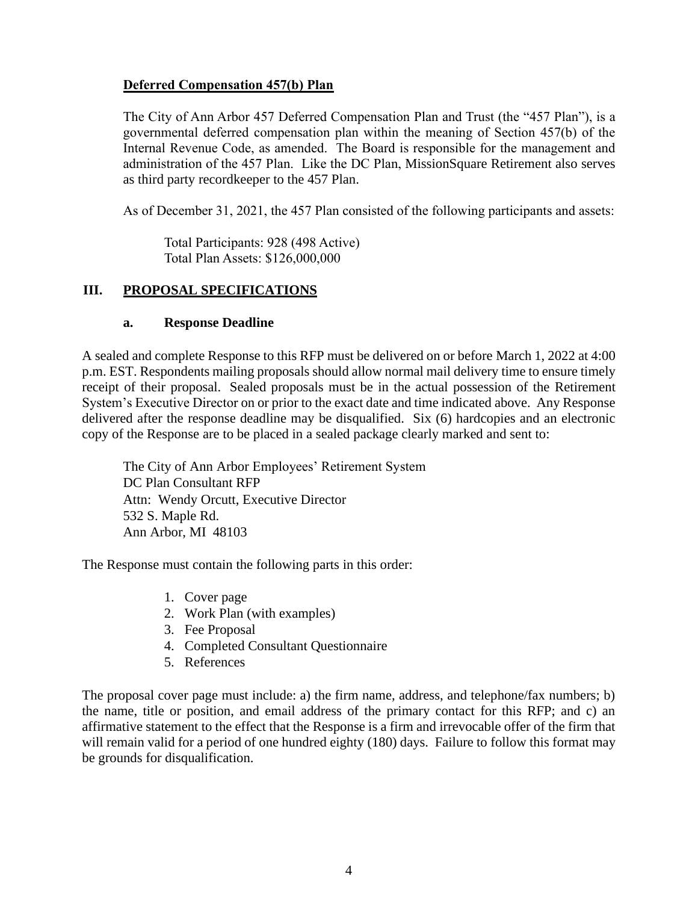**Deferred Compensation 457(b) Plan**

The City of Ann Arbor 457 Deferred Compensation Plan and Trust (the "457 Plan"), is a governmental deferred compensation plan within the meaning of Section 457(b) of the Internal Revenue Code, as amended. The Board is responsible for the management and administration of the 457 Plan. Like the DC Plan, MissionSquare Retirement also serves as third party recordkeeper to the 457 Plan.

As of December 31, 2021, the 457 Plan consisted of the following participants and assets:

Total Participants: 928 (498 Active)
Total Plan Assets: $126,000,000

## III. PROPOSAL SPECIFICATIONS

### a. Response Deadline

A sealed and complete Response to this RFP must be delivered on or before March 1, 2022 at 4:00 p.m. EST. Respondents mailing proposals should allow normal mail delivery time to ensure timely receipt of their proposal. Sealed proposals must be in the actual possession of the Retirement System's Executive Director on or prior to the exact date and time indicated above. Any Response delivered after the response deadline may be disqualified. Six (6) hardcopies and an electronic copy of the Response are to be placed in a sealed package clearly marked and sent to:

The City of Ann Arbor Employees' Retirement System
DC Plan Consultant RFP
Attn: Wendy Orcutt, Executive Director
532 S. Maple Rd.
Ann Arbor, MI 48103

The Response must contain the following parts in this order:

1. Cover page
2. Work Plan (with examples)
3. Fee Proposal
4. Completed Consultant Questionnaire
5. References

The proposal cover page must include: a) the firm name, address, and telephone/fax numbers; b) the name, title or position, and email address of the primary contact for this RFP; and c) an affirmative statement to the effect that the Response is a firm and irrevocable offer of the firm that will remain valid for a period of one hundred eighty (180) days. Failure to follow this format may be grounds for disqualification.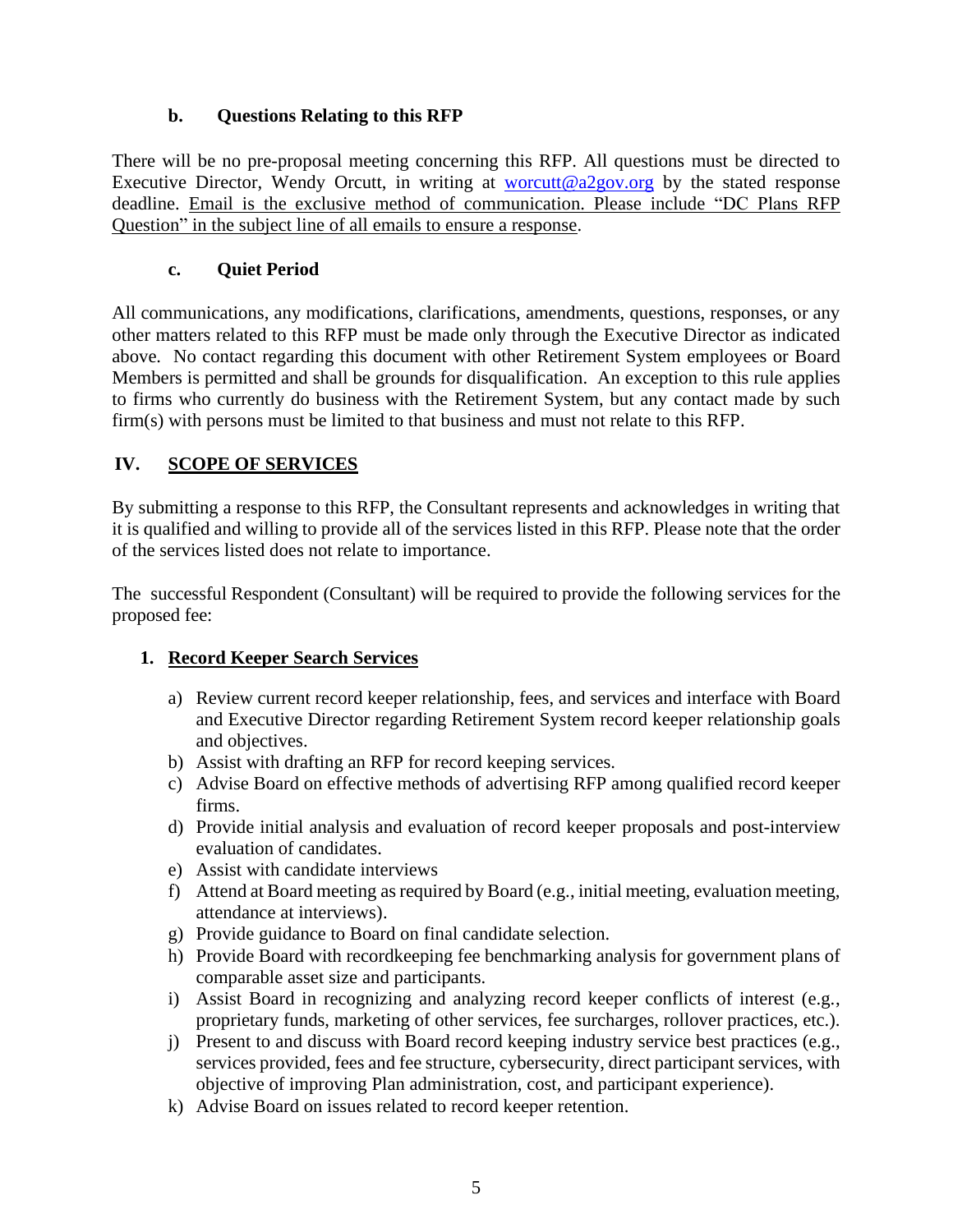### b. Questions Relating to this RFP

There will be no pre-proposal meeting concerning this RFP. All questions must be directed to Executive Director, Wendy Orcutt, in writing at worcutt@a2gov.org by the stated response deadline. Email is the exclusive method of communication. Please include "DC Plans RFP Question" in the subject line of all emails to ensure a response.

### c. Quiet Period

All communications, any modifications, clarifications, amendments, questions, responses, or any other matters related to this RFP must be made only through the Executive Director as indicated above. No contact regarding this document with other Retirement System employees or Board Members is permitted and shall be grounds for disqualification. An exception to this rule applies to firms who currently do business with the Retirement System, but any contact made by such firm(s) with persons must be limited to that business and must not relate to this RFP.

## IV. SCOPE OF SERVICES

By submitting a response to this RFP, the Consultant represents and acknowledges in writing that it is qualified and willing to provide all of the services listed in this RFP. Please note that the order of the services listed does not relate to importance.

The successful Respondent (Consultant) will be required to provide the following services for the proposed fee:

### 1. Record Keeper Search Services

a) Review current record keeper relationship, fees, and services and interface with Board and Executive Director regarding Retirement System record keeper relationship goals and objectives.
b) Assist with drafting an RFP for record keeping services.
c) Advise Board on effective methods of advertising RFP among qualified record keeper firms.
d) Provide initial analysis and evaluation of record keeper proposals and post-interview evaluation of candidates.
e) Assist with candidate interviews
f) Attend at Board meeting as required by Board (e.g., initial meeting, evaluation meeting, attendance at interviews).
g) Provide guidance to Board on final candidate selection.
h) Provide Board with recordkeeping fee benchmarking analysis for government plans of comparable asset size and participants.
i) Assist Board in recognizing and analyzing record keeper conflicts of interest (e.g., proprietary funds, marketing of other services, fee surcharges, rollover practices, etc.).
j) Present to and discuss with Board record keeping industry service best practices (e.g., services provided, fees and fee structure, cybersecurity, direct participant services, with objective of improving Plan administration, cost, and participant experience).
k) Advise Board on issues related to record keeper retention.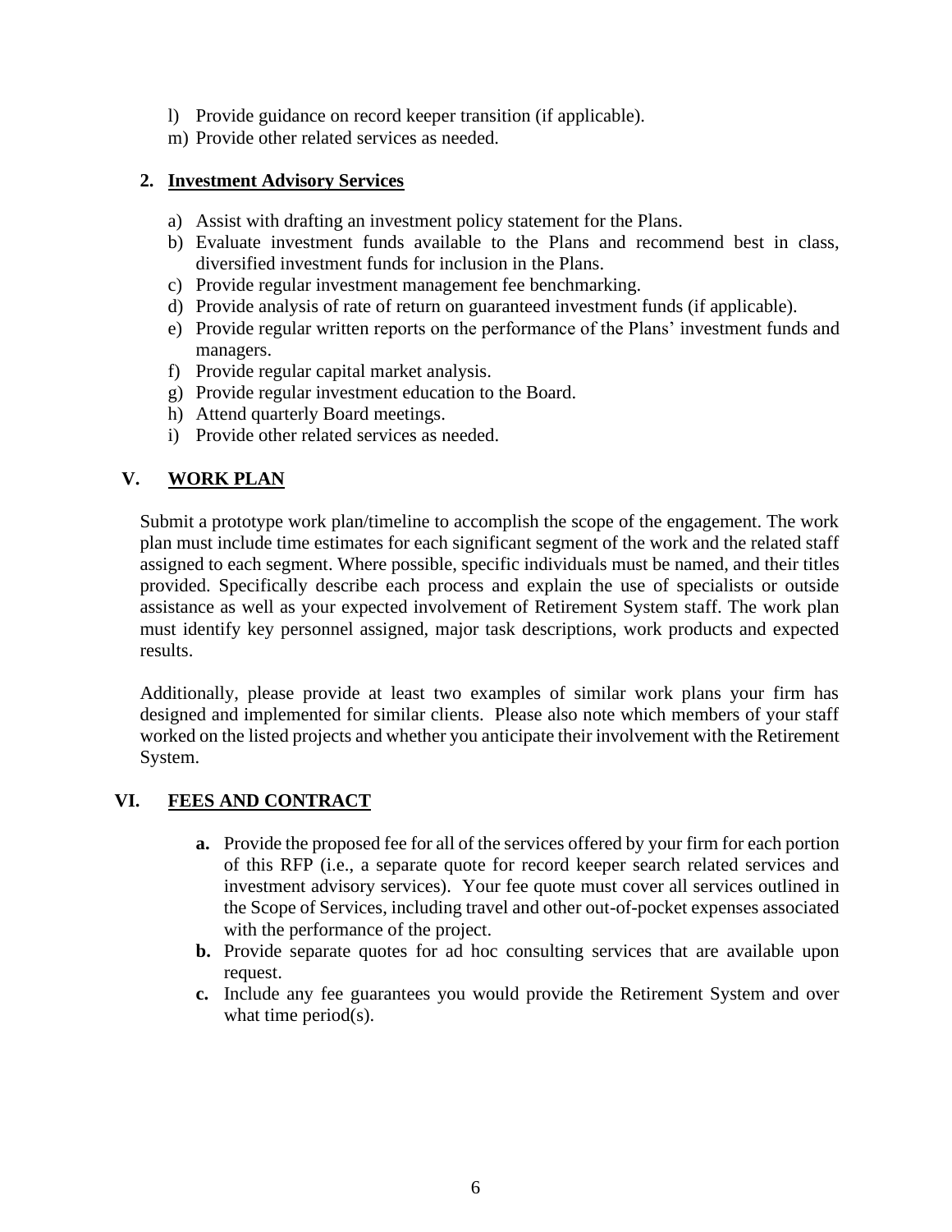l) Provide guidance on record keeper transition (if applicable).
m) Provide other related services as needed.

**2. <u>Investment Advisory Services</u>**

a) Assist with drafting an investment policy statement for the Plans.
b) Evaluate investment funds available to the Plans and recommend best in class, diversified investment funds for inclusion in the Plans.
c) Provide regular investment management fee benchmarking.
d) Provide analysis of rate of return on guaranteed investment funds (if applicable).
e) Provide regular written reports on the performance of the Plans' investment funds and managers.
f) Provide regular capital market analysis.
g) Provide regular investment education to the Board.
h) Attend quarterly Board meetings.
i) Provide other related services as needed.

## V. WORK PLAN

Submit a prototype work plan/timeline to accomplish the scope of the engagement. The work plan must include time estimates for each significant segment of the work and the related staff assigned to each segment. Where possible, specific individuals must be named, and their titles provided. Specifically describe each process and explain the use of specialists or outside assistance as well as your expected involvement of Retirement System staff. The work plan must identify key personnel assigned, major task descriptions, work products and expected results.

Additionally, please provide at least two examples of similar work plans your firm has designed and implemented for similar clients. Please also note which members of your staff worked on the listed projects and whether you anticipate their involvement with the Retirement System.

## VI. FEES AND CONTRACT

**a.** Provide the proposed fee for all of the services offered by your firm for each portion of this RFP (i.e., a separate quote for record keeper search related services and investment advisory services). Your fee quote must cover all services outlined in the Scope of Services, including travel and other out-of-pocket expenses associated with the performance of the project.

**b.** Provide separate quotes for ad hoc consulting services that are available upon request.

**c.** Include any fee guarantees you would provide the Retirement System and over what time period(s).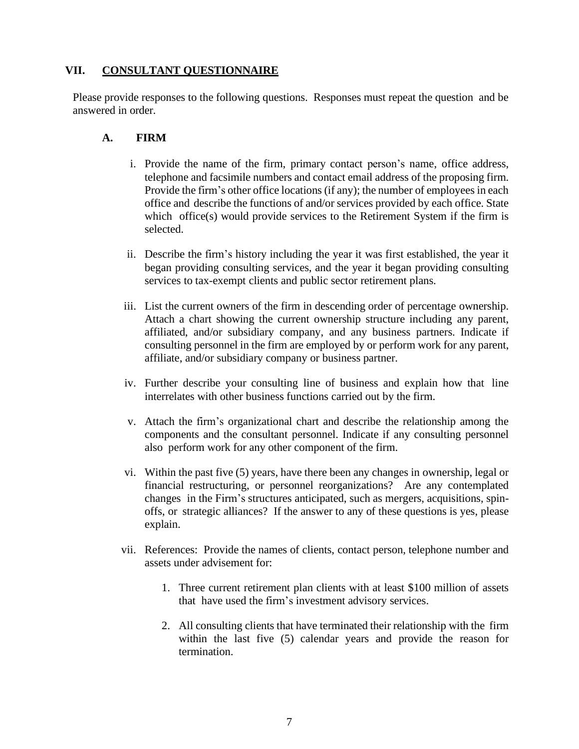## VII. CONSULTANT QUESTIONNAIRE

Please provide responses to the following questions. Responses must repeat the question and be answered in order.

### A. FIRM

i. Provide the name of the firm, primary contact person's name, office address, telephone and facsimile numbers and contact email address of the proposing firm. Provide the firm's other office locations (if any); the number of employees in each office and describe the functions of and/or services provided by each office. State which office(s) would provide services to the Retirement System if the firm is selected.

ii. Describe the firm's history including the year it was first established, the year it began providing consulting services, and the year it began providing consulting services to tax-exempt clients and public sector retirement plans.

iii. List the current owners of the firm in descending order of percentage ownership. Attach a chart showing the current ownership structure including any parent, affiliated, and/or subsidiary company, and any business partners. Indicate if consulting personnel in the firm are employed by or perform work for any parent, affiliate, and/or subsidiary company or business partner.

iv. Further describe your consulting line of business and explain how that line interrelates with other business functions carried out by the firm.

v. Attach the firm's organizational chart and describe the relationship among the components and the consultant personnel. Indicate if any consulting personnel also perform work for any other component of the firm.

vi. Within the past five (5) years, have there been any changes in ownership, legal or financial restructuring, or personnel reorganizations? Are any contemplated changes in the Firm's structures anticipated, such as mergers, acquisitions, spin-offs, or strategic alliances? If the answer to any of these questions is yes, please explain.

vii. References: Provide the names of clients, contact person, telephone number and assets under advisement for:

1. Three current retirement plan clients with at least $100 million of assets that have used the firm's investment advisory services.

2. All consulting clients that have terminated their relationship with the firm within the last five (5) calendar years and provide the reason for termination.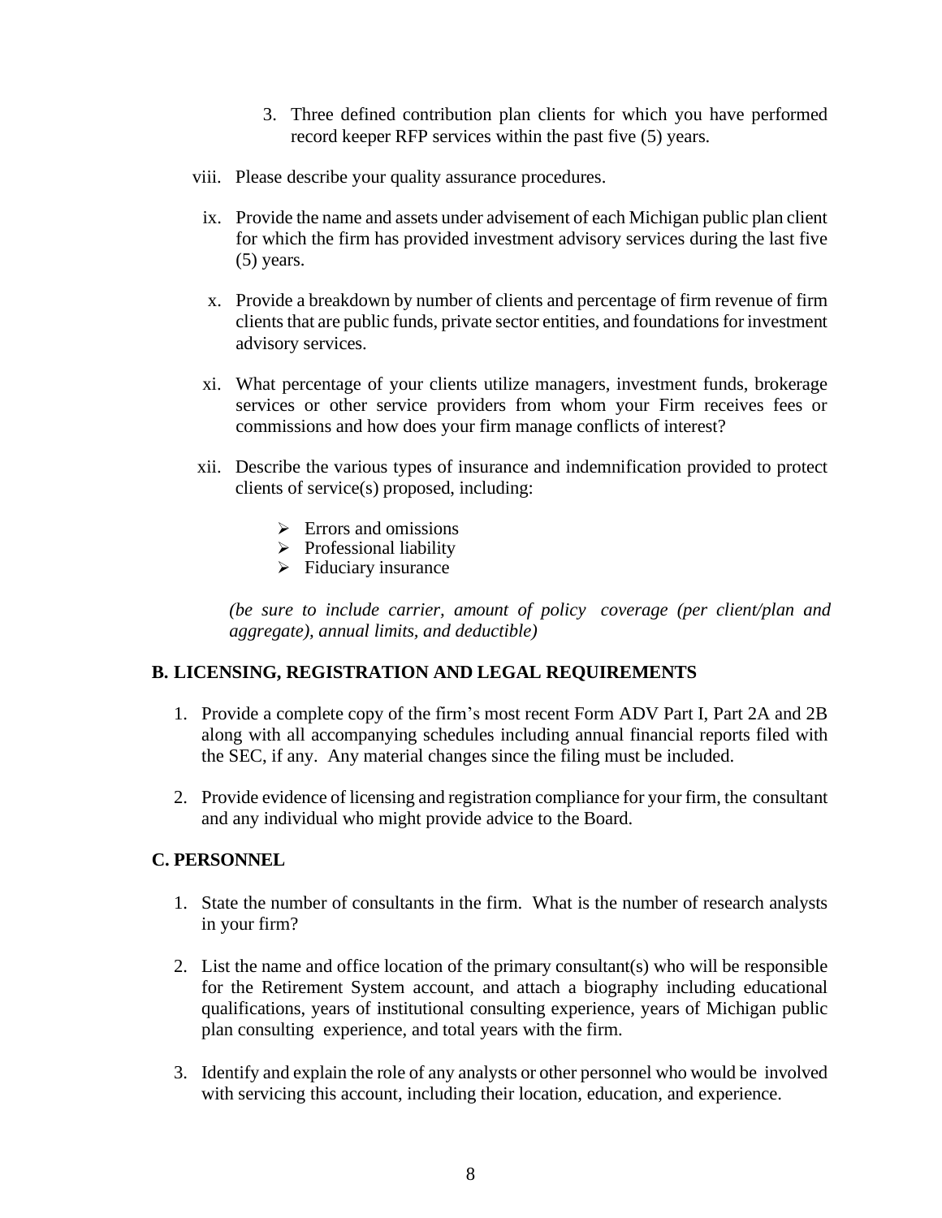3. Three defined contribution plan clients for which you have performed record keeper RFP services within the past five (5) years.

viii. Please describe your quality assurance procedures.

ix. Provide the name and assets under advisement of each Michigan public plan client for which the firm has provided investment advisory services during the last five (5) years.

x. Provide a breakdown by number of clients and percentage of firm revenue of firm clients that are public funds, private sector entities, and foundations for investment advisory services.

xi. What percentage of your clients utilize managers, investment funds, brokerage services or other service providers from whom your Firm receives fees or commissions and how does your firm manage conflicts of interest?

xii. Describe the various types of insurance and indemnification provided to protect clients of service(s) proposed, including:

- Errors and omissions
- Professional liability
- Fiduciary insurance

*(be sure to include carrier, amount of policy coverage (per client/plan and aggregate), annual limits, and deductible)*

**B. LICENSING, REGISTRATION AND LEGAL REQUIREMENTS**

1. Provide a complete copy of the firm's most recent Form ADV Part I, Part 2A and 2B along with all accompanying schedules including annual financial reports filed with the SEC, if any. Any material changes since the filing must be included.
2. Provide evidence of licensing and registration compliance for your firm, the consultant and any individual who might provide advice to the Board.

**C. PERSONNEL**

1. State the number of consultants in the firm. What is the number of research analysts in your firm?
2. List the name and office location of the primary consultant(s) who will be responsible for the Retirement System account, and attach a biography including educational qualifications, years of institutional consulting experience, years of Michigan public plan consulting experience, and total years with the firm.
3. Identify and explain the role of any analysts or other personnel who would be involved with servicing this account, including their location, education, and experience.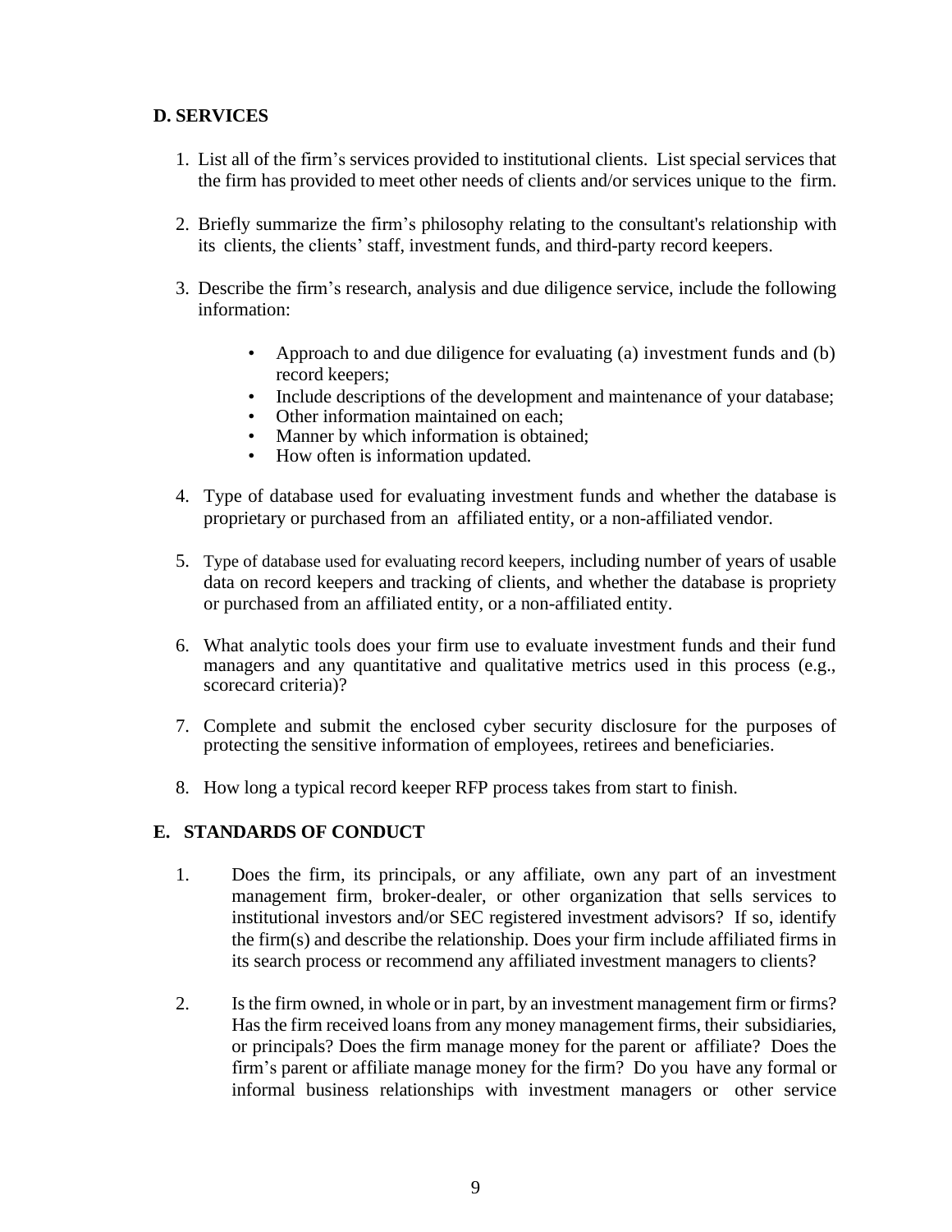## D. SERVICES

1. List all of the firm's services provided to institutional clients. List special services that the firm has provided to meet other needs of clients and/or services unique to the firm.

2. Briefly summarize the firm's philosophy relating to the consultant's relationship with its clients, the clients' staff, investment funds, and third-party record keepers.

3. Describe the firm's research, analysis and due diligence service, include the following information:

   - Approach to and due diligence for evaluating (a) investment funds and (b) record keepers;
   - Include descriptions of the development and maintenance of your database;
   - Other information maintained on each;
   - Manner by which information is obtained;
   - How often is information updated.

4. Type of database used for evaluating investment funds and whether the database is proprietary or purchased from an affiliated entity, or a non-affiliated vendor.

5. Type of database used for evaluating record keepers, including number of years of usable data on record keepers and tracking of clients, and whether the database is propriety or purchased from an affiliated entity, or a non-affiliated entity.

6. What analytic tools does your firm use to evaluate investment funds and their fund managers and any quantitative and qualitative metrics used in this process (e.g., scorecard criteria)?

7. Complete and submit the enclosed cyber security disclosure for the purposes of protecting the sensitive information of employees, retirees and beneficiaries.

8. How long a typical record keeper RFP process takes from start to finish.

## E. STANDARDS OF CONDUCT

1. Does the firm, its principals, or any affiliate, own any part of an investment management firm, broker-dealer, or other organization that sells services to institutional investors and/or SEC registered investment advisors? If so, identify the firm(s) and describe the relationship. Does your firm include affiliated firms in its search process or recommend any affiliated investment managers to clients?

2. Is the firm owned, in whole or in part, by an investment management firm or firms? Has the firm received loans from any money management firms, their subsidiaries, or principals? Does the firm manage money for the parent or affiliate? Does the firm's parent or affiliate manage money for the firm? Do you have any formal or informal business relationships with investment managers or other service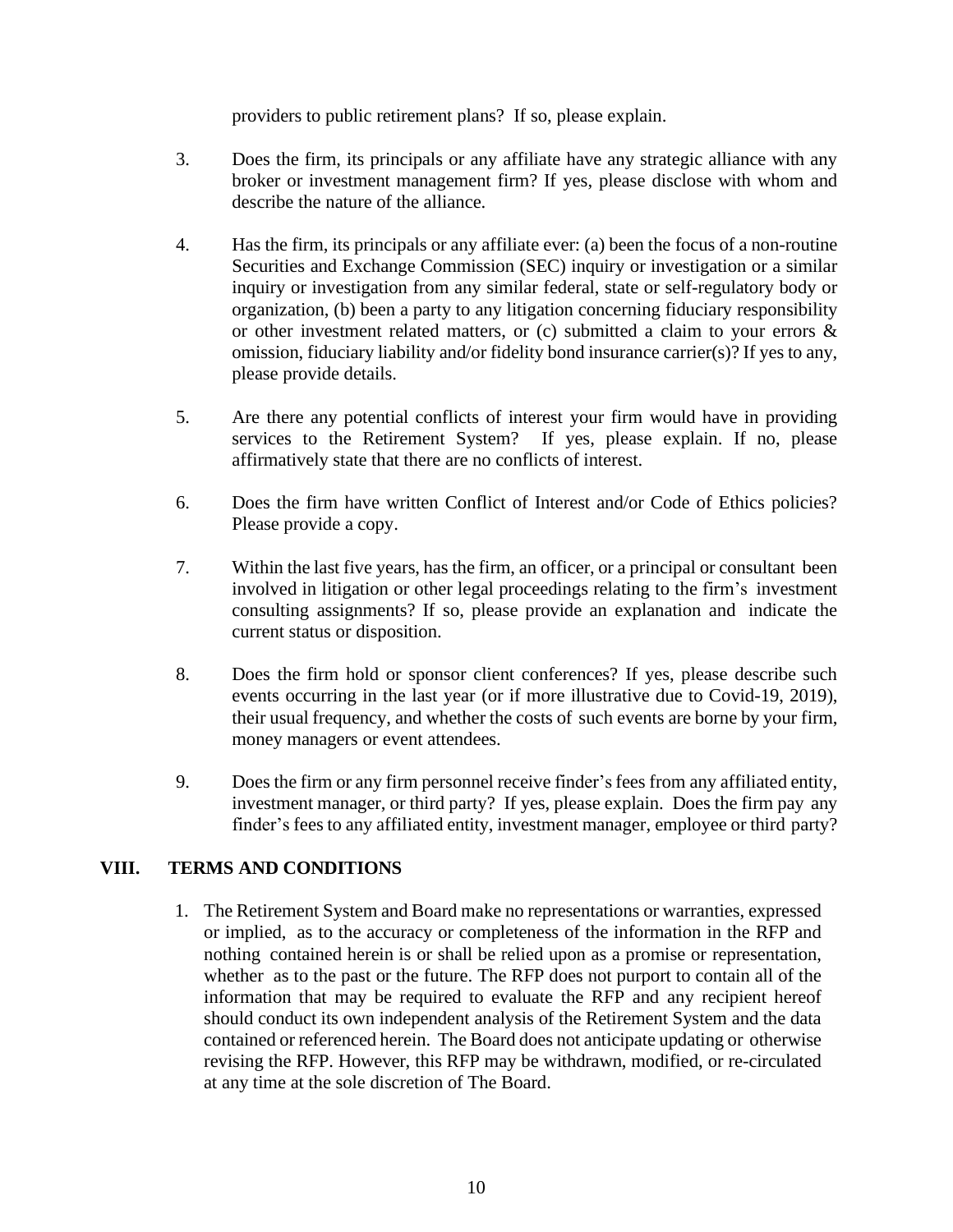providers to public retirement plans? If so, please explain.

3. Does the firm, its principals or any affiliate have any strategic alliance with any broker or investment management firm? If yes, please disclose with whom and describe the nature of the alliance.

4. Has the firm, its principals or any affiliate ever: (a) been the focus of a non-routine Securities and Exchange Commission (SEC) inquiry or investigation or a similar inquiry or investigation from any similar federal, state or self-regulatory body or organization, (b) been a party to any litigation concerning fiduciary responsibility or other investment related matters, or (c) submitted a claim to your errors & omission, fiduciary liability and/or fidelity bond insurance carrier(s)? If yes to any, please provide details.

5. Are there any potential conflicts of interest your firm would have in providing services to the Retirement System? If yes, please explain. If no, please affirmatively state that there are no conflicts of interest.

6. Does the firm have written Conflict of Interest and/or Code of Ethics policies? Please provide a copy.

7. Within the last five years, has the firm, an officer, or a principal or consultant been involved in litigation or other legal proceedings relating to the firm's investment consulting assignments? If so, please provide an explanation and indicate the current status or disposition.

8. Does the firm hold or sponsor client conferences? If yes, please describe such events occurring in the last year (or if more illustrative due to Covid-19, 2019), their usual frequency, and whether the costs of such events are borne by your firm, money managers or event attendees.

9. Does the firm or any firm personnel receive finder's fees from any affiliated entity, investment manager, or third party? If yes, please explain. Does the firm pay any finder's fees to any affiliated entity, investment manager, employee or third party?

## VIII. TERMS AND CONDITIONS

1. The Retirement System and Board make no representations or warranties, expressed or implied, as to the accuracy or completeness of the information in the RFP and nothing contained herein is or shall be relied upon as a promise or representation, whether as to the past or the future. The RFP does not purport to contain all of the information that may be required to evaluate the RFP and any recipient hereof should conduct its own independent analysis of the Retirement System and the data contained or referenced herein. The Board does not anticipate updating or otherwise revising the RFP. However, this RFP may be withdrawn, modified, or re-circulated at any time at the sole discretion of The Board.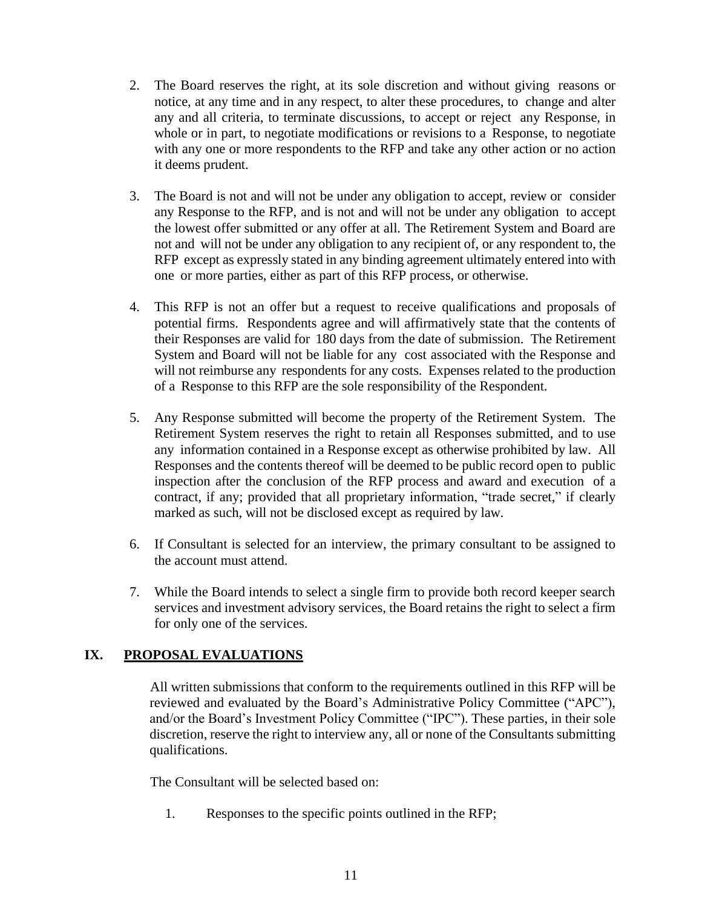2. The Board reserves the right, at its sole discretion and without giving reasons or notice, at any time and in any respect, to alter these procedures, to change and alter any and all criteria, to terminate discussions, to accept or reject any Response, in whole or in part, to negotiate modifications or revisions to a Response, to negotiate with any one or more respondents to the RFP and take any other action or no action it deems prudent.

3. The Board is not and will not be under any obligation to accept, review or consider any Response to the RFP, and is not and will not be under any obligation to accept the lowest offer submitted or any offer at all. The Retirement System and Board are not and will not be under any obligation to any recipient of, or any respondent to, the RFP except as expressly stated in any binding agreement ultimately entered into with one or more parties, either as part of this RFP process, or otherwise.

4. This RFP is not an offer but a request to receive qualifications and proposals of potential firms. Respondents agree and will affirmatively state that the contents of their Responses are valid for 180 days from the date of submission. The Retirement System and Board will not be liable for any cost associated with the Response and will not reimburse any respondents for any costs. Expenses related to the production of a Response to this RFP are the sole responsibility of the Respondent.

5. Any Response submitted will become the property of the Retirement System. The Retirement System reserves the right to retain all Responses submitted, and to use any information contained in a Response except as otherwise prohibited by law. All Responses and the contents thereof will be deemed to be public record open to public inspection after the conclusion of the RFP process and award and execution of a contract, if any; provided that all proprietary information, "trade secret," if clearly marked as such, will not be disclosed except as required by law.

6. If Consultant is selected for an interview, the primary consultant to be assigned to the account must attend.

7. While the Board intends to select a single firm to provide both record keeper search services and investment advisory services, the Board retains the right to select a firm for only one of the services.

## IX. PROPOSAL EVALUATIONS

All written submissions that conform to the requirements outlined in this RFP will be reviewed and evaluated by the Board's Administrative Policy Committee ("APC"), and/or the Board's Investment Policy Committee ("IPC"). These parties, in their sole discretion, reserve the right to interview any, all or none of the Consultants submitting qualifications.

The Consultant will be selected based on:

1. Responses to the specific points outlined in the RFP;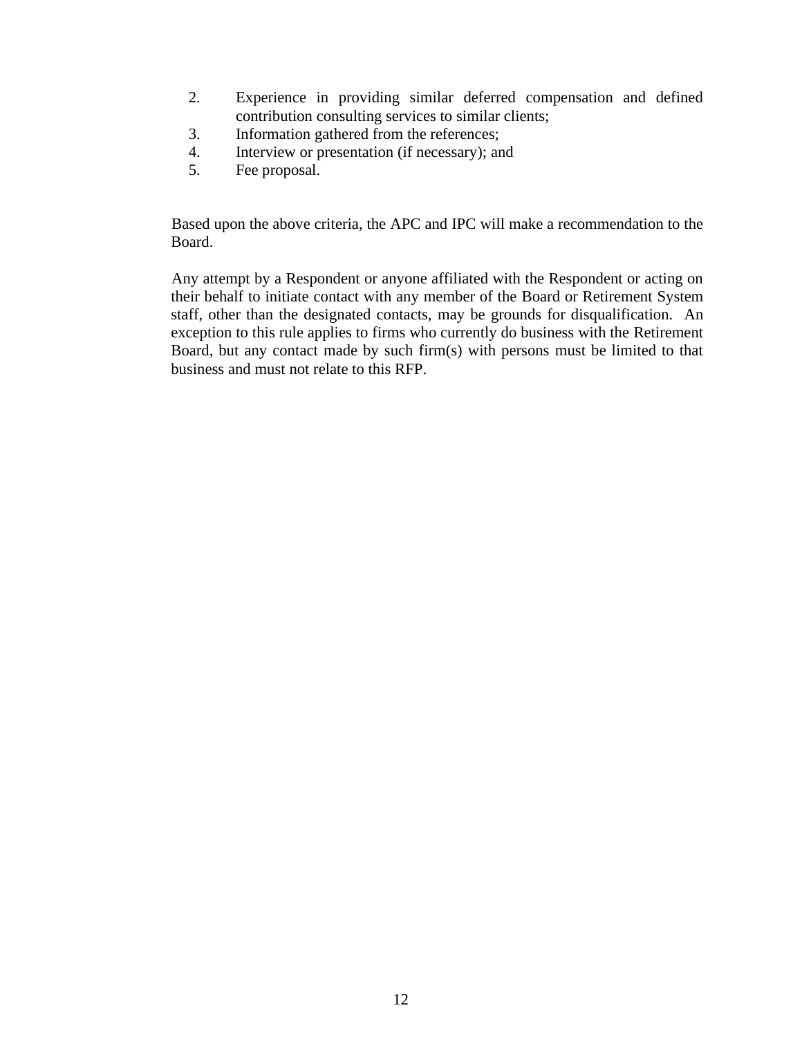2. Experience in providing similar deferred compensation and defined contribution consulting services to similar clients;
3. Information gathered from the references;
4. Interview or presentation (if necessary); and
5. Fee proposal.

Based upon the above criteria, the APC and IPC will make a recommendation to the Board.

Any attempt by a Respondent or anyone affiliated with the Respondent or acting on their behalf to initiate contact with any member of the Board or Retirement System staff, other than the designated contacts, may be grounds for disqualification. An exception to this rule applies to firms who currently do business with the Retirement Board, but any contact made by such firm(s) with persons must be limited to that business and must not relate to this RFP.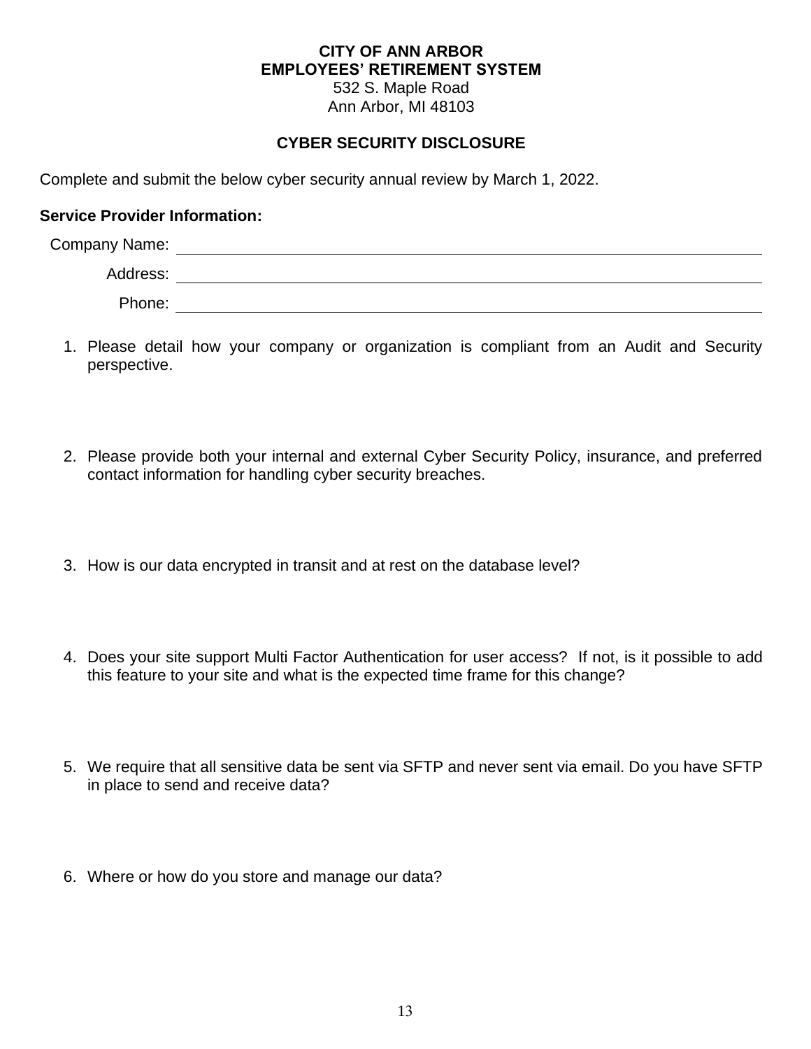**CITY OF ANN ARBOR**
**EMPLOYEES' RETIREMENT SYSTEM**
532 S. Maple Road
Ann Arbor, MI 48103

## CYBER SECURITY DISCLOSURE

Complete and submit the below cyber security annual review by March 1, 2022.

**Service Provider Information:**

Company Name: ______________________________

Address: ______________________________

Phone: ______________________________

1. Please detail how your company or organization is compliant from an Audit and Security perspective.

2. Please provide both your internal and external Cyber Security Policy, insurance, and preferred contact information for handling cyber security breaches.

3. How is our data encrypted in transit and at rest on the database level?

4. Does your site support Multi Factor Authentication for user access? If not, is it possible to add this feature to your site and what is the expected time frame for this change?

5. We require that all sensitive data be sent via SFTP and never sent via email. Do you have SFTP in place to send and receive data?

6. Where or how do you store and manage our data?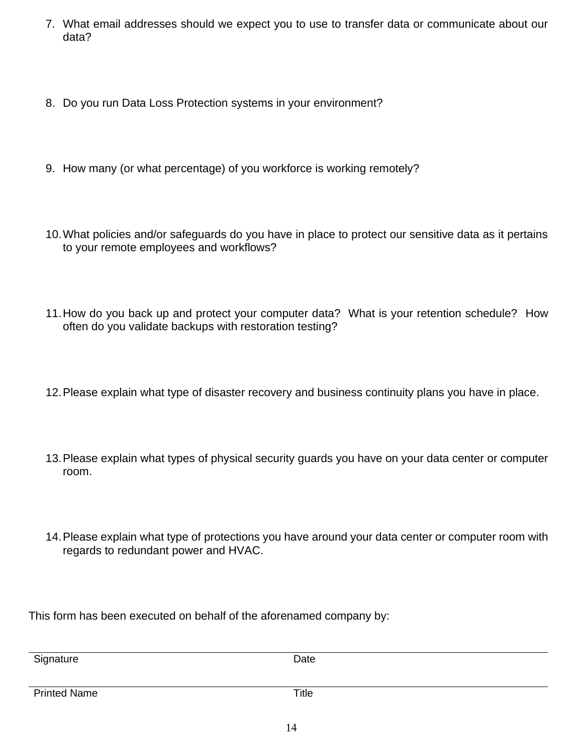7. What email addresses should we expect you to use to transfer data or communicate about our data?

8. Do you run Data Loss Protection systems in your environment?

9. How many (or what percentage) of you workforce is working remotely?

10. What policies and/or safeguards do you have in place to protect our sensitive data as it pertains to your remote employees and workflows?

11. How do you back up and protect your computer data? What is your retention schedule? How often do you validate backups with restoration testing?

12. Please explain what type of disaster recovery and business continuity plans you have in place.

13. Please explain what types of physical security guards you have on your data center or computer room.

14. Please explain what type of protections you have around your data center or computer room with regards to redundant power and HVAC.

This form has been executed on behalf of the aforenamed company by:

\_\_\_\_\_\_\_\_\_\_\_\_\_\_\_\_\_\_\_\_\_\_\_\_\_\_\_\_\_\_\_\_\_\_\_\_\_\_\_\_\_\_\_\_\_\_\_\_\_\_\_\_\_\_\_\_\_\_\_\_\_\_\_\_\_\_\_\_\_\_\_\_

Signature Date

\_\_\_\_\_\_\_\_\_\_\_\_\_\_\_\_\_\_\_\_\_\_\_\_\_\_\_\_\_\_\_\_\_\_\_\_\_\_\_\_\_\_\_\_\_\_\_\_\_\_\_\_\_\_\_\_\_\_\_\_\_\_\_\_\_\_\_\_\_\_\_\_

Printed Name Title